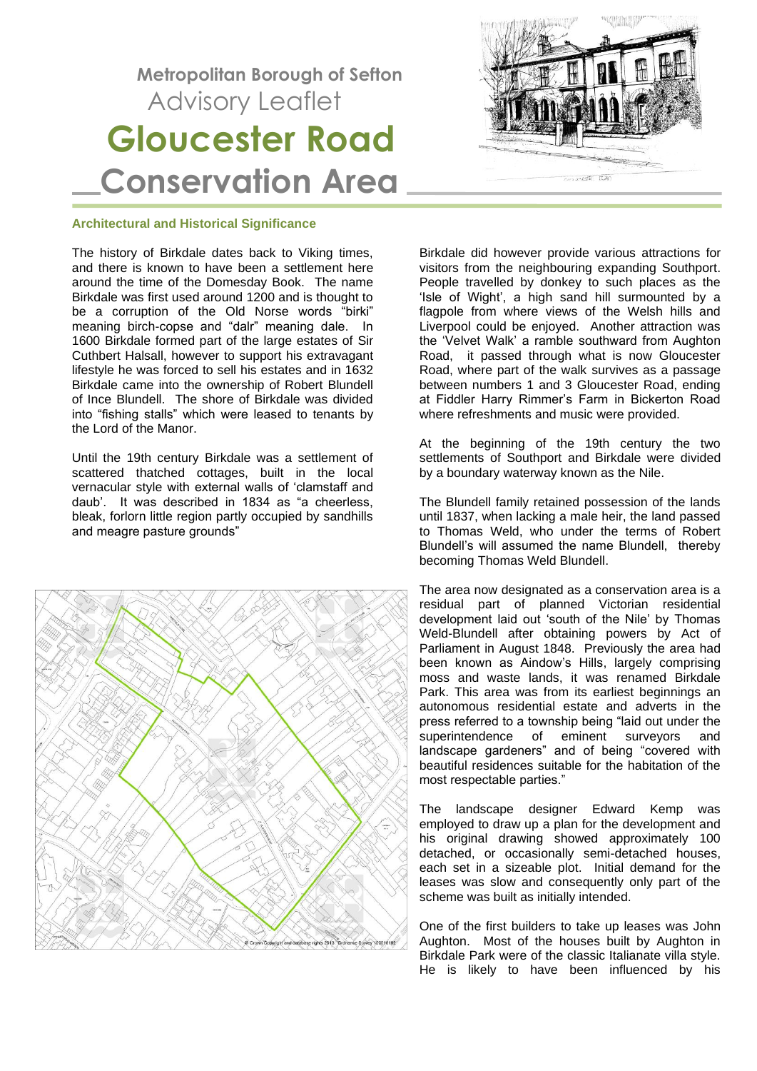**Metropolitan Borough of Sefton**

Advisory Leaflet

# Gloucester Road Conservation Area

## Architectural and Historical Significance

The history of Birkdale dates back to Viking times, and there is known to have been a settlement here around the time of the Domesday Book. The name Birkdale was first used around 1200 and is thought to be a corruption of the Old Norse words "birki" meaning birch-copse and "dalr" meaning dale. In 1600 Birkdale formed part of the large estates of Sir Cuthbert Halsall, however to support his extravagant lifestyle he was forced to sell his estates and in 1632 Birkdale came into the ownership of Robert Blundell of Ince Blundell. The shore of Birkdale was divided into "fishing stalls" which were leased to tenants by the Lord of the Manor.

Until the 19th century Birkdale was a settlement of scattered thatched cottages, built in the local vernacular style with external walls of 'clamstaff and daub'. It was described in 1834 as "a cheerless, bleak, forlorn little region partly occupied by sandhills and meagre pasture grounds"

Birkdale did however provide various attractions for visitors from the neighbouring expanding Southport. People travelled by donkey to such places as the 'Isle of Wight', a high sand hill surmounted by a flagpole from where views of the Welsh hills and Liverpool could be enjoyed. Another attraction was the 'Velvet Walk' a ramble southward from Aughton Road, it passed through what is now Gloucester Road, where part of the walk survives as a passage between numbers 1 and 3 Gloucester Road, ending at Fiddler Harry Rimmer's Farm in Bickerton Road where refreshments and music were provided.

At the beginning of the 19th century the two settlements of Southport and Birkdale were divided by a boundary waterway known as the Nile.

The Blundell family retained possession of the lands until 1837, when lacking a male heir, the land passed to Thomas Weld, who under the terms of Robert Blundell's will assumed the name Blundell, thereby becoming Thomas Weld Blundell.

The area now designated as a conservation area is a residual part of planned Victorian residential development laid out 'south of the Nile' by Thomas Weld-Blundell after obtaining powers by Act of Parliament in August 1848. Previously the area had been known as Aindow's Hills, largely comprising moss and waste lands, it was renamed Birkdale Park. This area was from its earliest beginnings an autonomous residential estate and adverts in the press referred to a township being "laid out under the superintendence of eminent surveyors and landscape gardeners" and of being "covered with beautiful residences suitable for the habitation of the most respectable parties."

The landscape designer Edward Kemp was employed to draw up a plan for the development and his original drawing showed approximately 100 detached, or occasionally semi-detached houses, each set in a sizeable plot. Initial demand for the leases was slow and consequently only part of the scheme was built as initially intended.

One of the first builders to take up leases was John Aughton. Most of the houses built by Aughton in Birkdale Park were of the classic Italianate villa style. He is likely to have been influenced by his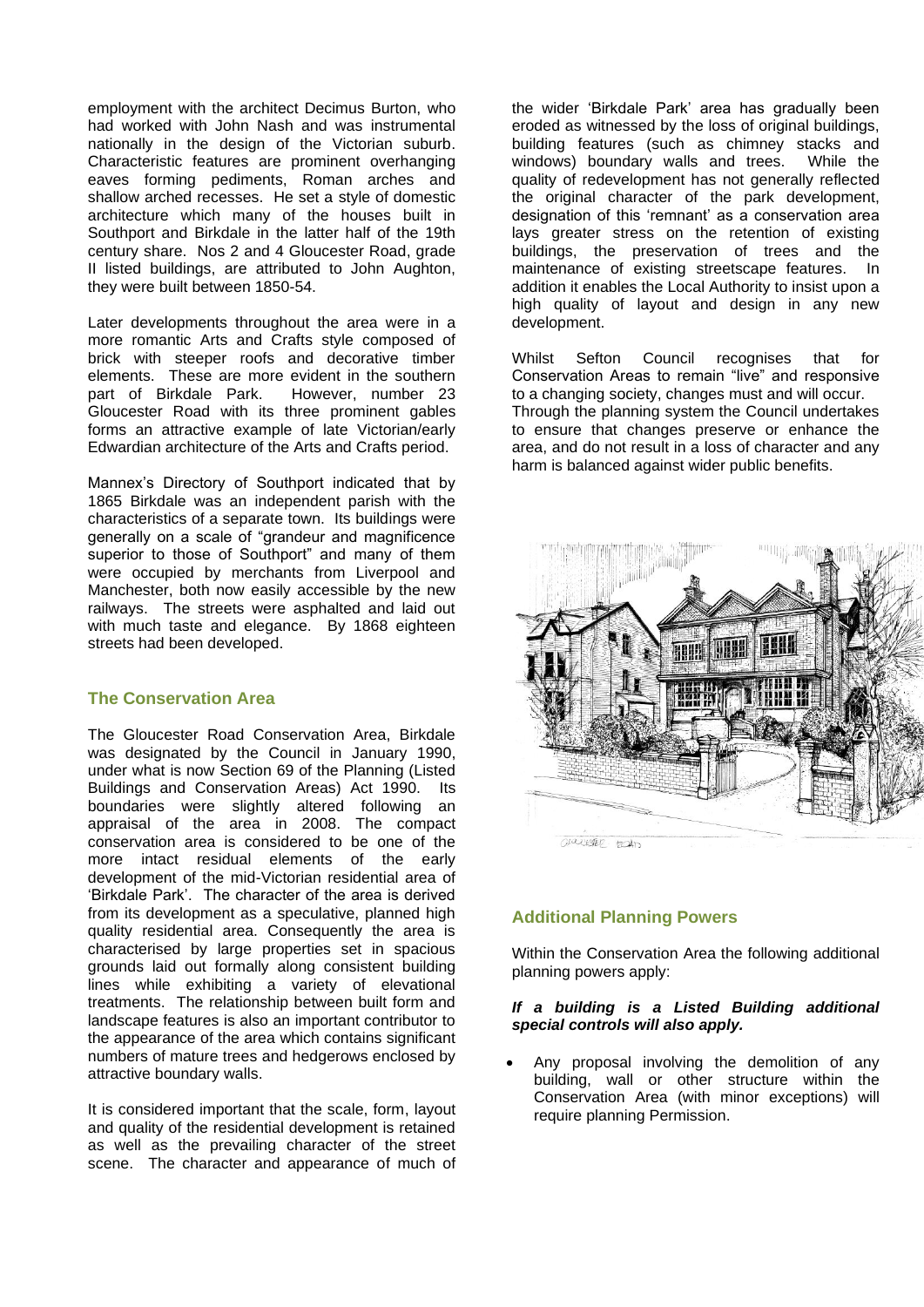employment with the architect Decimus Burton, who had worked with John Nash and was instrumental nationally in the design of the Victorian suburb. Characteristic features are prominent overhanging eaves forming pediments, Roman arches and shallow arched recesses. He set a style of domestic architecture which many of the houses built in Southport and Birkdale in the latter half of the 19th century share. Nos 2 and 4 Gloucester Road, grade II listed buildings, are attributed to John Aughton, they were built between 1850-54.

Later developments throughout the area were in a more romantic Arts and Crafts style composed of brick with steeper roofs and decorative timber elements. These are more evident in the southern part of Birkdale Park. However, number 23 Gloucester Road with its three prominent gables forms an attractive example of late Victorian/early Edwardian architecture of the Arts and Crafts period.

Mannex's Directory of Southport indicated that by 1865 Birkdale was an independent parish with the characteristics of a separate town. Its buildings were generally on a scale of "grandeur and magnificence superior to those of Southport" and many of them were occupied by merchants from Liverpool and Manchester, both now easily accessible by the new railways. The streets were asphalted and laid out with much taste and elegance. By 1868 eighteen streets had been developed.

## The Conservation Area

The Gloucester Road Conservation Area, Birkdale was designated by the Council in January 1990, under what is now Section 69 of the Planning (Listed Buildings and Conservation Areas) Act 1990. Its boundaries were slightly altered following an appraisal of the area in 2008. The compact conservation area is considered to be one of the more intact residual elements of the early development of the mid-Victorian residential area of 'Birkdale Park'. The character of the area is derived from its development as a speculative, planned high quality residential area. Consequently the area is characterised by large properties set in spacious grounds laid out formally along consistent building lines while exhibiting a variety of elevational treatments. The relationship between built form and landscape features is also an important contributor to the appearance of the area which contains significant numbers of mature trees and hedgerows enclosed by attractive boundary walls.

It is considered important that the scale, form, layout and quality of the residential development is retained as well as the prevailing character of the street scene. The character and appearance of much of the wider 'Birkdale Park' area has gradually been eroded as witnessed by the loss of original buildings, building features (such as chimney stacks and windows) boundary walls and trees. While the quality of redevelopment has not generally reflected the original character of the park development, designation of this 'remnant' as a conservation area lays greater stress on the retention of existing buildings, the preservation of trees and the maintenance of existing streetscape features. In addition it enables the Local Authority to insist upon a high quality of layout and design in any new development.

Whilst Sefton Council recognises that for Conservation Areas to remain "live" and responsive to a changing society, changes must and will occur. Through the planning system the Council undertakes to ensure that changes preserve or enhance the area, and do not result in a loss of character and any harm is balanced against wider public benefits.

## Additional Planning Powers

Within the Conservation Area the following additional planning powers apply:

***If a building is a Listed Building additional special controls will also apply.***

- Any proposal involving the demolition of any building, wall or other structure within the Conservation Area (with minor exceptions) will require planning Permission.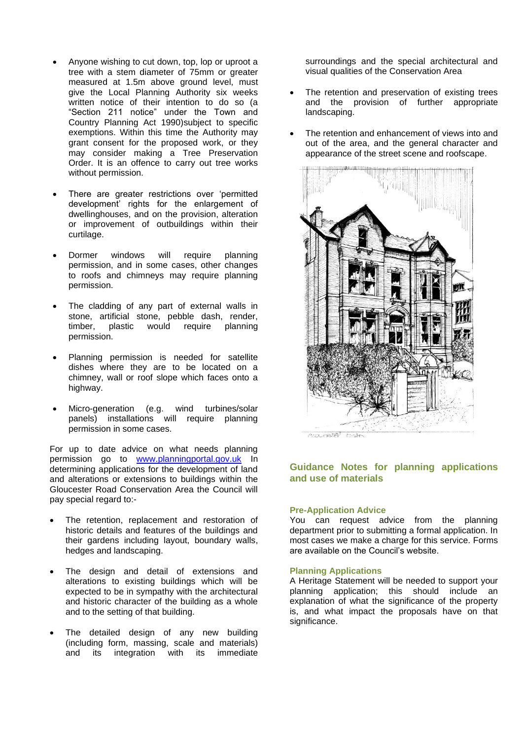- Anyone wishing to cut down, top, lop or uproot a tree with a stem diameter of 75mm or greater measured at 1.5m above ground level, must give the Local Planning Authority six weeks written notice of their intention to do so (a "Section 211 notice" under the Town and Country Planning Act 1990)subject to specific exemptions. Within this time the Authority may grant consent for the proposed work, or they may consider making a Tree Preservation Order. It is an offence to carry out tree works without permission.

- There are greater restrictions over 'permitted development' rights for the enlargement of dwellinghouses, and on the provision, alteration or improvement of outbuildings within their curtilage.

- Dormer windows will require planning permission, and in some cases, other changes to roofs and chimneys may require planning permission.

- The cladding of any part of external walls in stone, artificial stone, pebble dash, render, timber, plastic would require planning permission.

- Planning permission is needed for satellite dishes where they are to be located on a chimney, wall or roof slope which faces onto a highway.

- Micro-generation (e.g. wind turbines/solar panels) installations will require planning permission in some cases.

For up to date advice on what needs planning permission go to www.planningportal.gov.uk In determining applications for the development of land and alterations or extensions to buildings within the Gloucester Road Conservation Area the Council will pay special regard to:-

- The retention, replacement and restoration of historic details and features of the buildings and their gardens including layout, boundary walls, hedges and landscaping.

- The design and detail of extensions and alterations to existing buildings which will be expected to be in sympathy with the architectural and historic character of the building as a whole and to the setting of that building.

- The detailed design of any new building (including form, massing, scale and materials) and its integration with its immediate surroundings and the special architectural and visual qualities of the Conservation Area

- The retention and preservation of existing trees and the provision of further appropriate landscaping.

- The retention and enhancement of views into and out of the area, and the general character and appearance of the street scene and roofscape.

## Guidance Notes for planning applications and use of materials

### Pre-Application Advice

You can request advice from the planning department prior to submitting a formal application. In most cases we make a charge for this service. Forms are available on the Council's website.

### Planning Applications

A Heritage Statement will be needed to support your planning application; this should include an explanation of what the significance of the property is, and what impact the proposals have on that significance.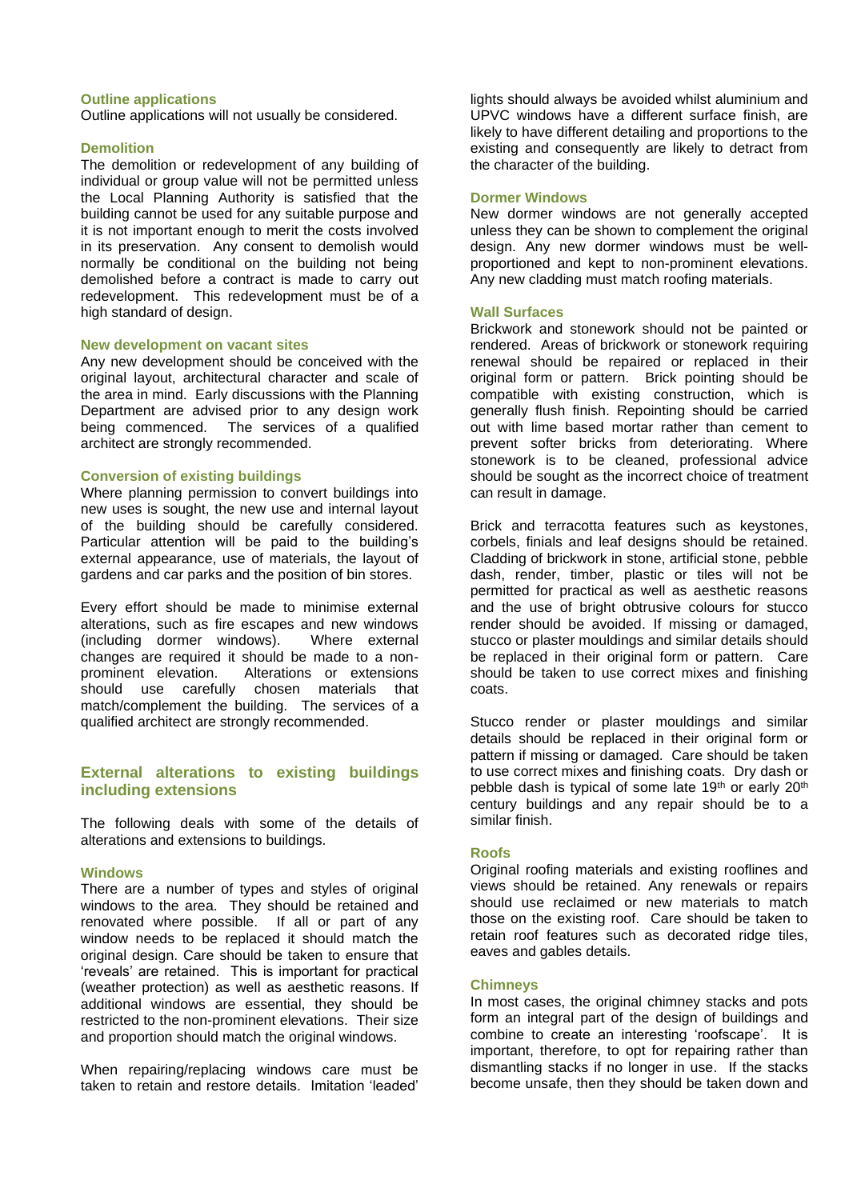### Outline applications

Outline applications will not usually be considered.

### Demolition

The demolition or redevelopment of any building of individual or group value will not be permitted unless the Local Planning Authority is satisfied that the building cannot be used for any suitable purpose and it is not important enough to merit the costs involved in its preservation. Any consent to demolish would normally be conditional on the building not being demolished before a contract is made to carry out redevelopment. This redevelopment must be of a high standard of design.

### New development on vacant sites

Any new development should be conceived with the original layout, architectural character and scale of the area in mind. Early discussions with the Planning Department are advised prior to any design work being commenced. The services of a qualified architect are strongly recommended.

### Conversion of existing buildings

Where planning permission to convert buildings into new uses is sought, the new use and internal layout of the building should be carefully considered. Particular attention will be paid to the building's external appearance, use of materials, the layout of gardens and car parks and the position of bin stores.

Every effort should be made to minimise external alterations, such as fire escapes and new windows (including dormer windows). Where external changes are required it should be made to a non-prominent elevation. Alterations or extensions should use carefully chosen materials that match/complement the building. The services of a qualified architect are strongly recommended.

## External alterations to existing buildings including extensions

The following deals with some of the details of alterations and extensions to buildings.

### Windows

There are a number of types and styles of original windows to the area. They should be retained and renovated where possible. If all or part of any window needs to be replaced it should match the original design. Care should be taken to ensure that 'reveals' are retained. This is important for practical (weather protection) as well as aesthetic reasons. If additional windows are essential, they should be restricted to the non-prominent elevations. Their size and proportion should match the original windows.

When repairing/replacing windows care must be taken to retain and restore details. Imitation 'leaded' lights should always be avoided whilst aluminium and UPVC windows have a different surface finish, are likely to have different detailing and proportions to the existing and consequently are likely to detract from the character of the building.

### Dormer Windows

New dormer windows are not generally accepted unless they can be shown to complement the original design. Any new dormer windows must be well-proportioned and kept to non-prominent elevations. Any new cladding must match roofing materials.

### Wall Surfaces

Brickwork and stonework should not be painted or rendered. Areas of brickwork or stonework requiring renewal should be repaired or replaced in their original form or pattern. Brick pointing should be compatible with existing construction, which is generally flush finish. Repointing should be carried out with lime based mortar rather than cement to prevent softer bricks from deteriorating. Where stonework is to be cleaned, professional advice should be sought as the incorrect choice of treatment can result in damage.

Brick and terracotta features such as keystones, corbels, finials and leaf designs should be retained. Cladding of brickwork in stone, artificial stone, pebble dash, render, timber, plastic or tiles will not be permitted for practical as well as aesthetic reasons and the use of bright obtrusive colours for stucco render should be avoided. If missing or damaged, stucco or plaster mouldings and similar details should be replaced in their original form or pattern. Care should be taken to use correct mixes and finishing coats.

Stucco render or plaster mouldings and similar details should be replaced in their original form or pattern if missing or damaged. Care should be taken to use correct mixes and finishing coats. Dry dash or pebble dash is typical of some late 19th or early 20th century buildings and any repair should be to a similar finish.

### Roofs

Original roofing materials and existing rooflines and views should be retained. Any renewals or repairs should use reclaimed or new materials to match those on the existing roof. Care should be taken to retain roof features such as decorated ridge tiles, eaves and gables details.

### Chimneys

In most cases, the original chimney stacks and pots form an integral part of the design of buildings and combine to create an interesting 'roofscape'. It is important, therefore, to opt for repairing rather than dismantling stacks if no longer in use. If the stacks become unsafe, then they should be taken down and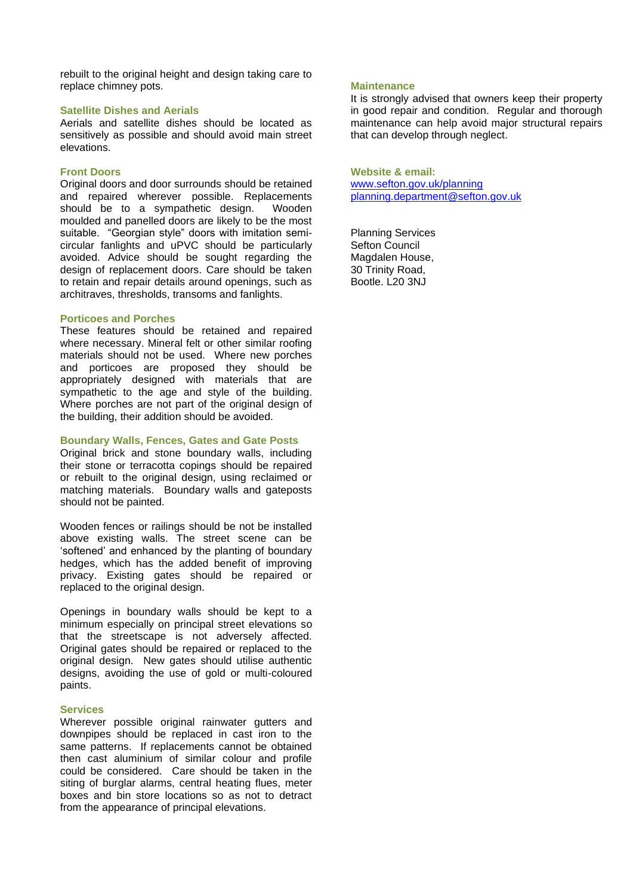rebuilt to the original height and design taking care to replace chimney pots.

### Satellite Dishes and Aerials

Aerials and satellite dishes should be located as sensitively as possible and should avoid main street elevations.

### Front Doors

Original doors and door surrounds should be retained and repaired wherever possible. Replacements should be to a sympathetic design. Wooden moulded and panelled doors are likely to be the most suitable. "Georgian style" doors with imitation semi-circular fanlights and uPVC should be particularly avoided. Advice should be sought regarding the design of replacement doors. Care should be taken to retain and repair details around openings, such as architraves, thresholds, transoms and fanlights.

### Porticoes and Porches

These features should be retained and repaired where necessary. Mineral felt or other similar roofing materials should not be used. Where new porches and porticoes are proposed they should be appropriately designed with materials that are sympathetic to the age and style of the building. Where porches are not part of the original design of the building, their addition should be avoided.

### Boundary Walls, Fences, Gates and Gate Posts

Original brick and stone boundary walls, including their stone or terracotta copings should be repaired or rebuilt to the original design, using reclaimed or matching materials. Boundary walls and gateposts should not be painted.

Wooden fences or railings should be not be installed above existing walls. The street scene can be 'softened' and enhanced by the planting of boundary hedges, which has the added benefit of improving privacy. Existing gates should be repaired or replaced to the original design.

Openings in boundary walls should be kept to a minimum especially on principal street elevations so that the streetscape is not adversely affected. Original gates should be repaired or replaced to the original design. New gates should utilise authentic designs, avoiding the use of gold or multi-coloured paints.

### Services

Wherever possible original rainwater gutters and downpipes should be replaced in cast iron to the same patterns. If replacements cannot be obtained then cast aluminium of similar colour and profile could be considered. Care should be taken in the siting of burglar alarms, central heating flues, meter boxes and bin store locations so as not to detract from the appearance of principal elevations.

### Maintenance

It is strongly advised that owners keep their property in good repair and condition. Regular and thorough maintenance can help avoid major structural repairs that can develop through neglect.

### Website & email:

www.sefton.gov.uk/planning
planning.department@sefton.gov.uk

Planning Services
Sefton Council
Magdalen House,
30 Trinity Road,
Bootle. L20 3NJ